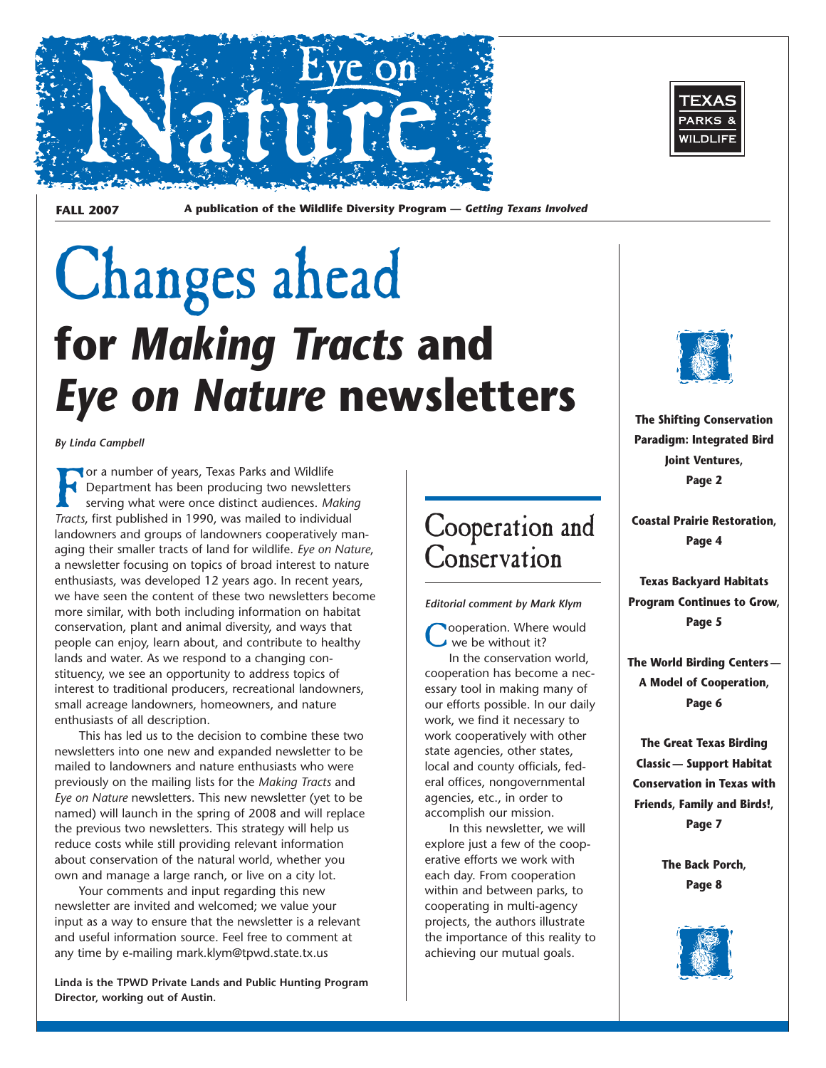# Eye on Nature

**FALL 2007** **A publication of the Wildlife Diversity Program — *Getting Texans Involved***

# Changes ahead for *Making Tracts* and *Eye on Nature* newsletters

***By Linda Campbell***

For a number of years, Texas Parks and Wildlife Department has been producing two newsletters serving what were once distinct audiences. *Making Tracts*, first published in 1990, was mailed to individual landowners and groups of landowners cooperatively managing their smaller tracts of land for wildlife. *Eye on Nature*, a newsletter focusing on topics of broad interest to nature enthusiasts, was developed 12 years ago. In recent years, we have seen the content of these two newsletters become more similar, with both including information on habitat conservation, plant and animal diversity, and ways that people can enjoy, learn about, and contribute to healthy lands and water. As we respond to a changing constituency, we see an opportunity to address topics of interest to traditional producers, recreational landowners, small acreage landowners, homeowners, and nature enthusiasts of all description.

This has led us to the decision to combine these two newsletters into one new and expanded newsletter to be mailed to landowners and nature enthusiasts who were previously on the mailing lists for the *Making Tracts* and *Eye on Nature* newsletters. This new newsletter (yet to be named) will launch in the spring of 2008 and will replace the previous two newsletters. This strategy will help us reduce costs while still providing relevant information about conservation of the natural world, whether you own and manage a large ranch, or live on a city lot.

Your comments and input regarding this new newsletter are invited and welcomed; we value your input as a way to ensure that the newsletter is a relevant and useful information source. Feel free to comment at any time by e-mailing mark.klym@tpwd.state.tx.us

**Linda is the TPWD Private Lands and Public Hunting Program Director, working out of Austin.**

## Cooperation and Conservation

***Editorial comment by Mark Klym***

Cooperation. Where would we be without it?

In the conservation world, cooperation has become a necessary tool in making many of our efforts possible. In our daily work, we find it necessary to work cooperatively with other state agencies, other states, local and county officials, federal offices, nongovernmental agencies, etc., in order to accomplish our mission.

In this newsletter, we will explore just a few of the cooperative efforts we work with each day. From cooperation within and between parks, to cooperating in multi-agency projects, the authors illustrate the importance of this reality to achieving our mutual goals.

**The Shifting Conservation Paradigm: Integrated Bird Joint Ventures, Page 2**

**Coastal Prairie Restoration, Page 4**

**Texas Backyard Habitats Program Continues to Grow, Page 5**

**The World Birding Centers — A Model of Cooperation, Page 6**

**The Great Texas Birding Classic — Support Habitat Conservation in Texas with Friends, Family and Birds!, Page 7**

**The Back Porch, Page 8**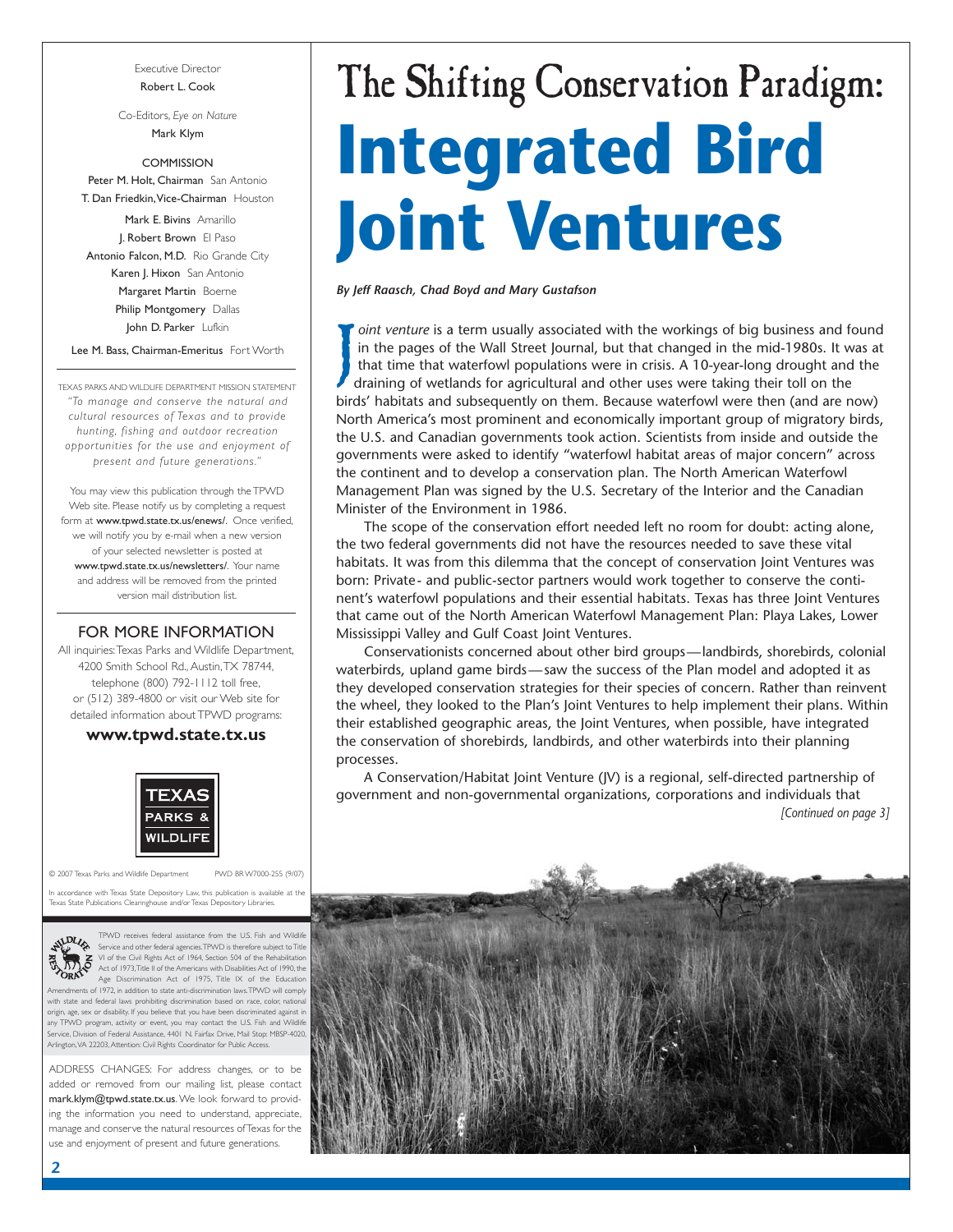Executive Director
Robert L. Cook

Co-Editors, *Eye on Nature*
Mark Klym

COMMISSION

Peter M. Holt, Chairman San Antonio
T. Dan Friedkin, Vice-Chairman Houston
Mark E. Bivins Amarillo
J. Robert Brown El Paso
Antonio Falcon, M.D. Rio Grande City
Karen J. Hixon San Antonio
Margaret Martin Boerne
Philip Montgomery Dallas
John D. Parker Lufkin

Lee M. Bass, Chairman-Emeritus Fort Worth

TEXAS PARKS AND WILDLIFE DEPARTMENT MISSION STATEMENT
*"To manage and conserve the natural and cultural resources of Texas and to provide hunting, fishing and outdoor recreation opportunities for the use and enjoyment of present and future generations."*

You may view this publication through the TPWD Web site. Please notify us by completing a request form at www.tpwd.state.tx.us/enews/. Once verified, we will notify you by e-mail when a new version of your selected newsletter is posted at www.tpwd.state.tx.us/newsletters/. Your name and address will be removed from the printed version mail distribution list.

## FOR MORE INFORMATION

All inquiries: Texas Parks and Wildlife Department, 4200 Smith School Rd., Austin, TX 78744, telephone (800) 792-1112 toll free, or (512) 389-4800 or visit our Web site for detailed information about TPWD programs:

**www.tpwd.state.tx.us**

© 2007 Texas Parks and Wildlife Department PWD BR W7000-255 (9/07)

In accordance with Texas State Depository Law, this publication is available at the Texas State Publications Clearinghouse and/or Texas Depository Libraries.

TPWD receives federal assistance from the U.S. Fish and Wildlife Service and other federal agencies. TPWD is therefore subject to Title VI of the Civil Rights Act of 1964, Section 504 of the Rehabilitation Act of 1973, Title II of the Americans with Disabilities Act of 1990, the Age Discrimination Act of 1975, Title IX of the Education Amendments of 1972, in addition to state anti-discrimination laws. TPWD will comply with state and federal laws prohibiting discrimination based on race, color, national origin, age, sex or disability. If you believe that you have been discriminated against in any TPWD program, activity or event, you may contact the U.S. Fish and Wildlife Service, Division of Federal Assistance, 4401 N. Fairfax Drive, Mail Stop: MBSP-4020, Arlington, VA 22203, Attention: Civil Rights Coordinator for Public Access.

ADDRESS CHANGES: For address changes, or to be added or removed from our mailing list, please contact mark.klym@tpwd.state.tx.us. We look forward to providing the information you need to understand, appreciate, manage and conserve the natural resources of Texas for the use and enjoyment of present and future generations.

# The Shifting Conservation Paradigm: Integrated Bird Joint Ventures

***By Jeff Raasch, Chad Boyd and Mary Gustafson***

*Joint venture* is a term usually associated with the workings of big business and found in the pages of the Wall Street Journal, but that changed in the mid-1980s. It was at that time that waterfowl populations were in crisis. A 10-year-long drought and the draining of wetlands for agricultural and other uses were taking their toll on the birds' habitats and subsequently on them. Because waterfowl were then (and are now) North America's most prominent and economically important group of migratory birds, the U.S. and Canadian governments took action. Scientists from inside and outside the governments were asked to identify "waterfowl habitat areas of major concern" across the continent and to develop a conservation plan. The North American Waterfowl Management Plan was signed by the U.S. Secretary of the Interior and the Canadian Minister of the Environment in 1986.

The scope of the conservation effort needed left no room for doubt: acting alone, the two federal governments did not have the resources needed to save these vital habitats. It was from this dilemma that the concept of conservation Joint Ventures was born: Private- and public-sector partners would work together to conserve the continent's waterfowl populations and their essential habitats. Texas has three Joint Ventures that came out of the North American Waterfowl Management Plan: Playa Lakes, Lower Mississippi Valley and Gulf Coast Joint Ventures.

Conservationists concerned about other bird groups—landbirds, shorebirds, colonial waterbirds, upland game birds—saw the success of the Plan model and adopted it as they developed conservation strategies for their species of concern. Rather than reinvent the wheel, they looked to the Plan's Joint Ventures to help implement their plans. Within their established geographic areas, the Joint Ventures, when possible, have integrated the conservation of shorebirds, landbirds, and other waterbirds into their planning processes.

A Conservation/Habitat Joint Venture (JV) is a regional, self-directed partnership of government and non-governmental organizations, corporations and individuals that

*[Continued on page 3]*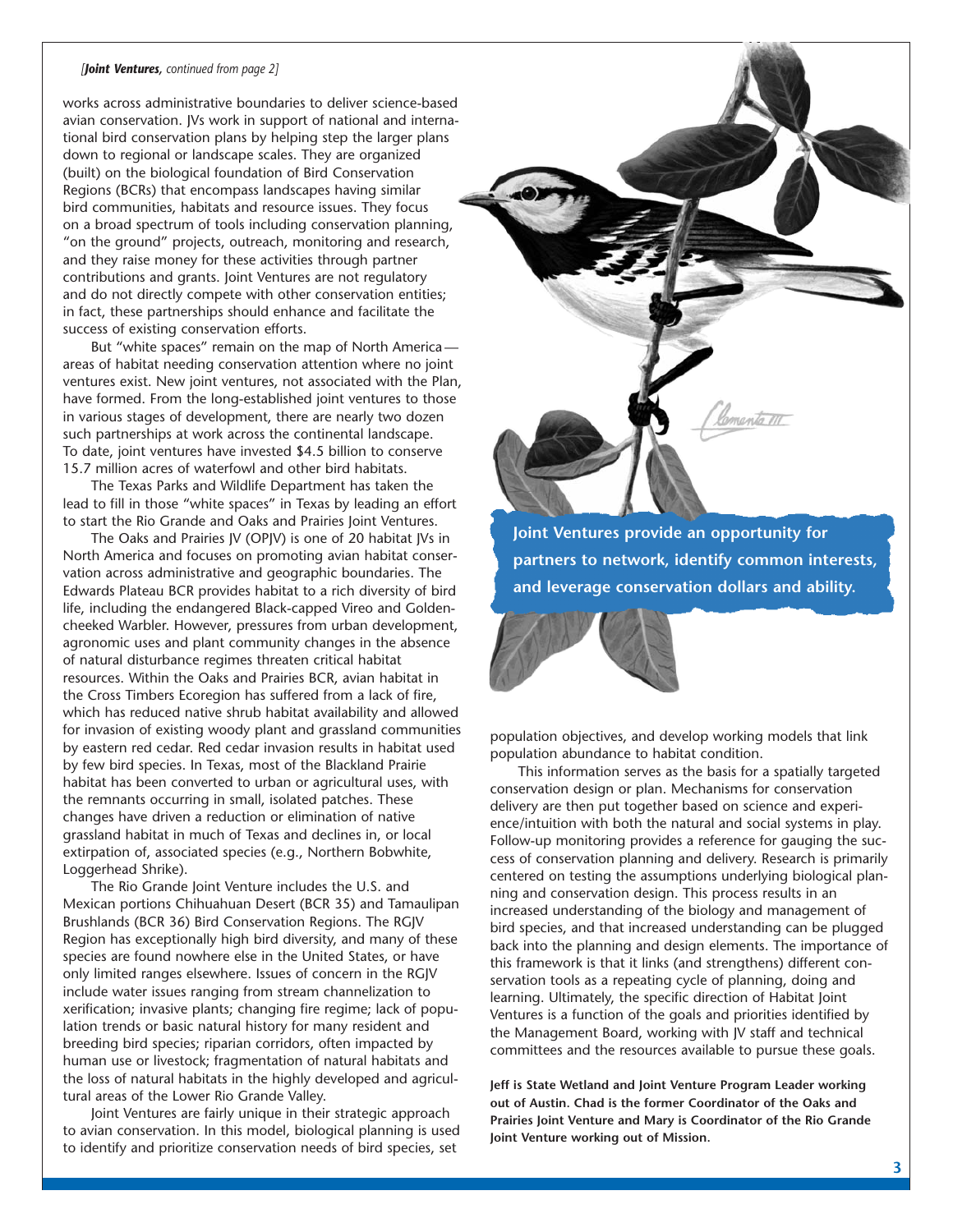*[**Joint Ventures**, continued from page 2]*

works across administrative boundaries to deliver science-based avian conservation. JVs work in support of national and international bird conservation plans by helping step the larger plans down to regional or landscape scales. They are organized (built) on the biological foundation of Bird Conservation Regions (BCRs) that encompass landscapes having similar bird communities, habitats and resource issues. They focus on a broad spectrum of tools including conservation planning, "on the ground" projects, outreach, monitoring and research, and they raise money for these activities through partner contributions and grants. Joint Ventures are not regulatory and do not directly compete with other conservation entities; in fact, these partnerships should enhance and facilitate the success of existing conservation efforts.

But "white spaces" remain on the map of North America — areas of habitat needing conservation attention where no joint ventures exist. New joint ventures, not associated with the Plan, have formed. From the long-established joint ventures to those in various stages of development, there are nearly two dozen such partnerships at work across the continental landscape. To date, joint ventures have invested $4.5 billion to conserve 15.7 million acres of waterfowl and other bird habitats.

The Texas Parks and Wildlife Department has taken the lead to fill in those "white spaces" in Texas by leading an effort to start the Rio Grande and Oaks and Prairies Joint Ventures.

The Oaks and Prairies JV (OPJV) is one of 20 habitat JVs in North America and focuses on promoting avian habitat conservation across administrative and geographic boundaries. The Edwards Plateau BCR provides habitat to a rich diversity of bird life, including the endangered Black-capped Vireo and Golden-cheeked Warbler. However, pressures from urban development, agronomic uses and plant community changes in the absence of natural disturbance regimes threaten critical habitat resources. Within the Oaks and Prairies BCR, avian habitat in the Cross Timbers Ecoregion has suffered from a lack of fire, which has reduced native shrub habitat availability and allowed for invasion of existing woody plant and grassland communities by eastern red cedar. Red cedar invasion results in habitat used by few bird species. In Texas, most of the Blackland Prairie habitat has been converted to urban or agricultural uses, with the remnants occurring in small, isolated patches. These changes have driven a reduction or elimination of native grassland habitat in much of Texas and declines in, or local extirpation of, associated species (e.g., Northern Bobwhite, Loggerhead Shrike).

The Rio Grande Joint Venture includes the U.S. and Mexican portions Chihuahuan Desert (BCR 35) and Tamaulipan Brushlands (BCR 36) Bird Conservation Regions. The RGJV Region has exceptionally high bird diversity, and many of these species are found nowhere else in the United States, or have only limited ranges elsewhere. Issues of concern in the RGJV include water issues ranging from stream channelization to xerification; invasive plants; changing fire regime; lack of population trends or basic natural history for many resident and breeding bird species; riparian corridors, often impacted by human use or livestock; fragmentation of natural habitats and the loss of natural habitats in the highly developed and agricultural areas of the Lower Rio Grande Valley.

Joint Ventures are fairly unique in their strategic approach to avian conservation. In this model, biological planning is used to identify and prioritize conservation needs of bird species, set population objectives, and develop working models that link population abundance to habitat condition.

This information serves as the basis for a spatially targeted conservation design or plan. Mechanisms for conservation delivery are then put together based on science and experience/intuition with both the natural and social systems in play. Follow-up monitoring provides a reference for gauging the success of conservation planning and delivery. Research is primarily centered on testing the assumptions underlying biological planning and conservation design. This process results in an increased understanding of the biology and management of bird species, and that increased understanding can be plugged back into the planning and design elements. The importance of this framework is that it links (and strengthens) different conservation tools as a repeating cycle of planning, doing and learning. Ultimately, the specific direction of Habitat Joint Ventures is a function of the goals and priorities identified by the Management Board, working with JV staff and technical committees and the resources available to pursue these goals.

**Joint Ventures provide an opportunity for partners to network, identify common interests, and leverage conservation dollars and ability.**

**Jeff is State Wetland and Joint Venture Program Leader working out of Austin. Chad is the former Coordinator of the Oaks and Prairies Joint Venture and Mary is Coordinator of the Rio Grande Joint Venture working out of Mission.**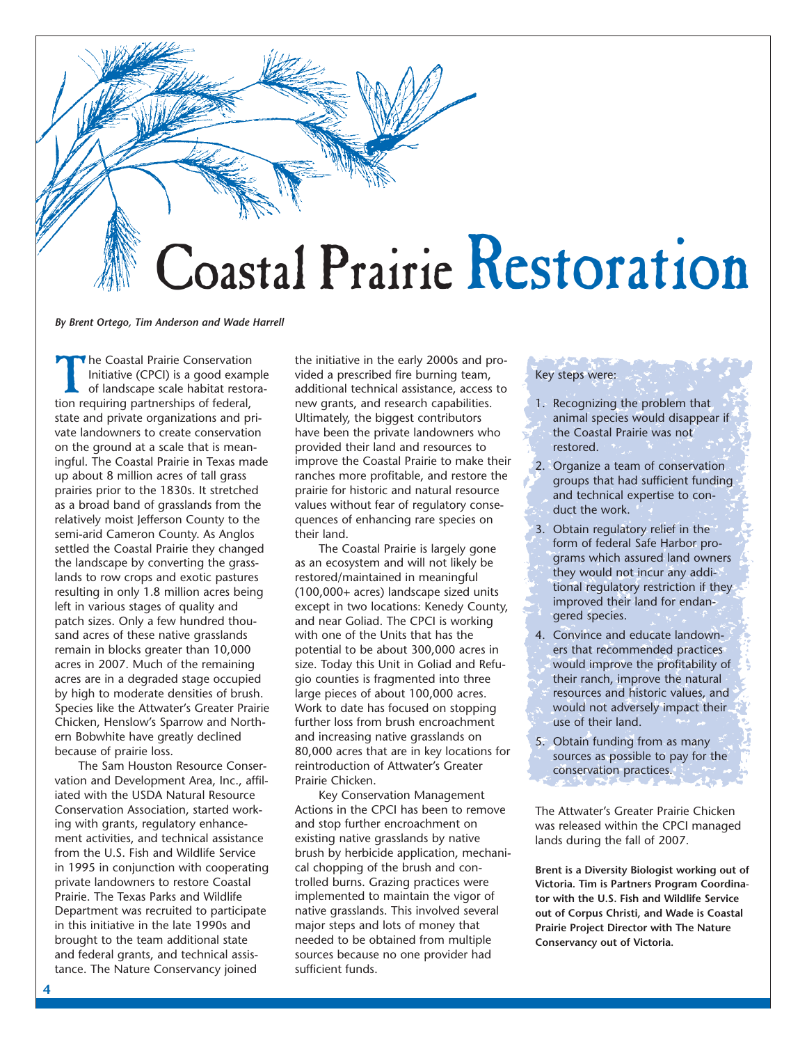# Coastal Prairie Restoration

*By Brent Ortego, Tim Anderson and Wade Harrell*

The Coastal Prairie Conservation Initiative (CPCI) is a good example of landscape scale habitat restoration requiring partnerships of federal, state and private organizations and private landowners to create conservation on the ground at a scale that is meaningful. The Coastal Prairie in Texas made up about 8 million acres of tall grass prairies prior to the 1830s. It stretched as a broad band of grasslands from the relatively moist Jefferson County to the semi-arid Cameron County. As Anglos settled the Coastal Prairie they changed the landscape by converting the grasslands to row crops and exotic pastures resulting in only 1.8 million acres being left in various stages of quality and patch sizes. Only a few hundred thousand acres of these native grasslands remain in blocks greater than 10,000 acres in 2007. Much of the remaining acres are in a degraded stage occupied by high to moderate densities of brush. Species like the Attwater's Greater Prairie Chicken, Henslow's Sparrow and Northern Bobwhite have greatly declined because of prairie loss.

The Sam Houston Resource Conservation and Development Area, Inc., affiliated with the USDA Natural Resource Conservation Association, started working with grants, regulatory enhancement activities, and technical assistance from the U.S. Fish and Wildlife Service in 1995 in conjunction with cooperating private landowners to restore Coastal Prairie. The Texas Parks and Wildlife Department was recruited to participate in this initiative in the late 1990s and brought to the team additional state and federal grants, and technical assistance. The Nature Conservancy joined the initiative in the early 2000s and provided a prescribed fire burning team, additional technical assistance, access to new grants, and research capabilities. Ultimately, the biggest contributors have been the private landowners who provided their land and resources to improve the Coastal Prairie to make their ranches more profitable, and restore the prairie for historic and natural resource values without fear of regulatory consequences of enhancing rare species on their land.

The Coastal Prairie is largely gone as an ecosystem and will not likely be restored/maintained in meaningful (100,000+ acres) landscape sized units except in two locations: Kenedy County, and near Goliad. The CPCI is working with one of the Units that has the potential to be about 300,000 acres in size. Today this Unit in Goliad and Refugio counties is fragmented into three large pieces of about 100,000 acres. Work to date has focused on stopping further loss from brush encroachment and increasing native grasslands on 80,000 acres that are in key locations for reintroduction of Attwater's Greater Prairie Chicken.

Key Conservation Management Actions in the CPCI has been to remove and stop further encroachment on existing native grasslands by native brush by herbicide application, mechanical chopping of the brush and controlled burns. Grazing practices were implemented to maintain the vigor of native grasslands. This involved several major steps and lots of money that needed to be obtained from multiple sources because no one provider had sufficient funds.

Key steps were:

1. Recognizing the problem that animal species would disappear if the Coastal Prairie was not restored.
2. Organize a team of conservation groups that had sufficient funding and technical expertise to conduct the work.
3. Obtain regulatory relief in the form of federal Safe Harbor programs which assured land owners they would not incur any additional regulatory restriction if they improved their land for endangered species.
4. Convince and educate landowners that recommended practices would improve the profitability of their ranch, improve the natural resources and historic values, and would not adversely impact their use of their land.
5. Obtain funding from as many sources as possible to pay for the conservation practices.

The Attwater's Greater Prairie Chicken was released within the CPCI managed lands during the fall of 2007.

**Brent is a Diversity Biologist working out of Victoria. Tim is Partners Program Coordinator with the U.S. Fish and Wildlife Service out of Corpus Christi, and Wade is Coastal Prairie Project Director with The Nature Conservancy out of Victoria.**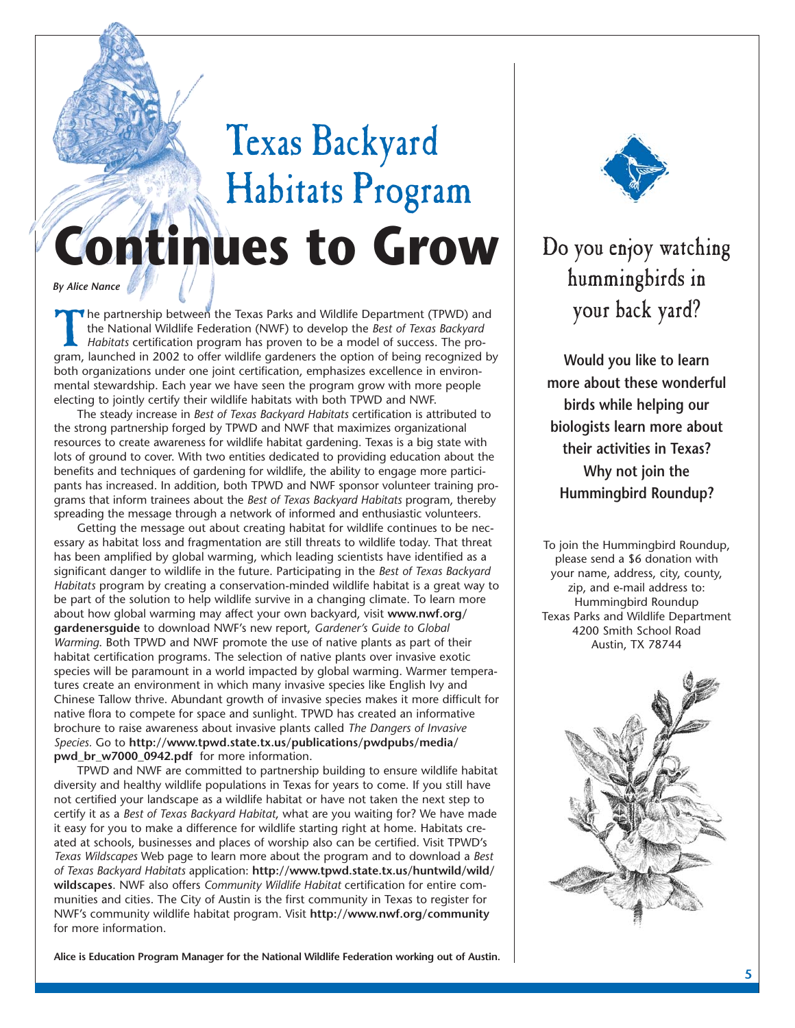# Texas Backyard Habitats Program Continues to Grow

*By Alice Nance*

The partnership between the Texas Parks and Wildlife Department (TPWD) and the National Wildlife Federation (NWF) to develop the *Best of Texas Backyard Habitats* certification program has proven to be a model of success. The program, launched in 2002 to offer wildlife gardeners the option of being recognized by both organizations under one joint certification, emphasizes excellence in environmental stewardship. Each year we have seen the program grow with more people electing to jointly certify their wildlife habitats with both TPWD and NWF.

The steady increase in *Best of Texas Backyard Habitats* certification is attributed to the strong partnership forged by TPWD and NWF that maximizes organizational resources to create awareness for wildlife habitat gardening. Texas is a big state with lots of ground to cover. With two entities dedicated to providing education about the benefits and techniques of gardening for wildlife, the ability to engage more participants has increased. In addition, both TPWD and NWF sponsor volunteer training programs that inform trainees about the *Best of Texas Backyard Habitats* program, thereby spreading the message through a network of informed and enthusiastic volunteers.

Getting the message out about creating habitat for wildlife continues to be necessary as habitat loss and fragmentation are still threats to wildlife today. That threat has been amplified by global warming, which leading scientists have identified as a significant danger to wildlife in the future. Participating in the *Best of Texas Backyard Habitats* program by creating a conservation-minded wildlife habitat is a great way to be part of the solution to help wildlife survive in a changing climate. To learn more about how global warming may affect your own backyard, visit **www.nwf.org/gardenersguide** to download NWF's new report, *Gardener's Guide to Global Warming.* Both TPWD and NWF promote the use of native plants as part of their habitat certification programs. The selection of native plants over invasive exotic species will be paramount in a world impacted by global warming. Warmer temperatures create an environment in which many invasive species like English Ivy and Chinese Tallow thrive. Abundant growth of invasive species makes it more difficult for native flora to compete for space and sunlight. TPWD has created an informative brochure to raise awareness about invasive plants called *The Dangers of Invasive Species.* Go to **http://www.tpwd.state.tx.us/publications/pwdpubs/media/pwd_br_w7000_0942.pdf** for more information.

TPWD and NWF are committed to partnership building to ensure wildlife habitat diversity and healthy wildlife populations in Texas for years to come. If you still have not certified your landscape as a wildlife habitat or have not taken the next step to certify it as a *Best of Texas Backyard Habitat*, what are you waiting for? We have made it easy for you to make a difference for wildlife starting right at home. Habitats created at schools, businesses and places of worship also can be certified. Visit TPWD's *Texas Wildscapes* Web page to learn more about the program and to download a *Best of Texas Backyard Habitats* application: **http://www.tpwd.state.tx.us/huntwild/wild/wildscapes**. NWF also offers *Community Wildlife Habitat* certification for entire communities and cities. The City of Austin is the first community in Texas to register for NWF's community wildlife habitat program. Visit **http://www.nwf.org/community** for more information.

**Alice is Education Program Manager for the National Wildlife Federation working out of Austin.**

## Do you enjoy watching hummingbirds in your back yard?

**Would you like to learn more about these wonderful birds while helping our biologists learn more about their activities in Texas? Why not join the Hummingbird Roundup?**

To join the Hummingbird Roundup, please send a $6 donation with your name, address, city, county, zip, and e-mail address to:
Hummingbird Roundup
Texas Parks and Wildlife Department
4200 Smith School Road
Austin, TX 78744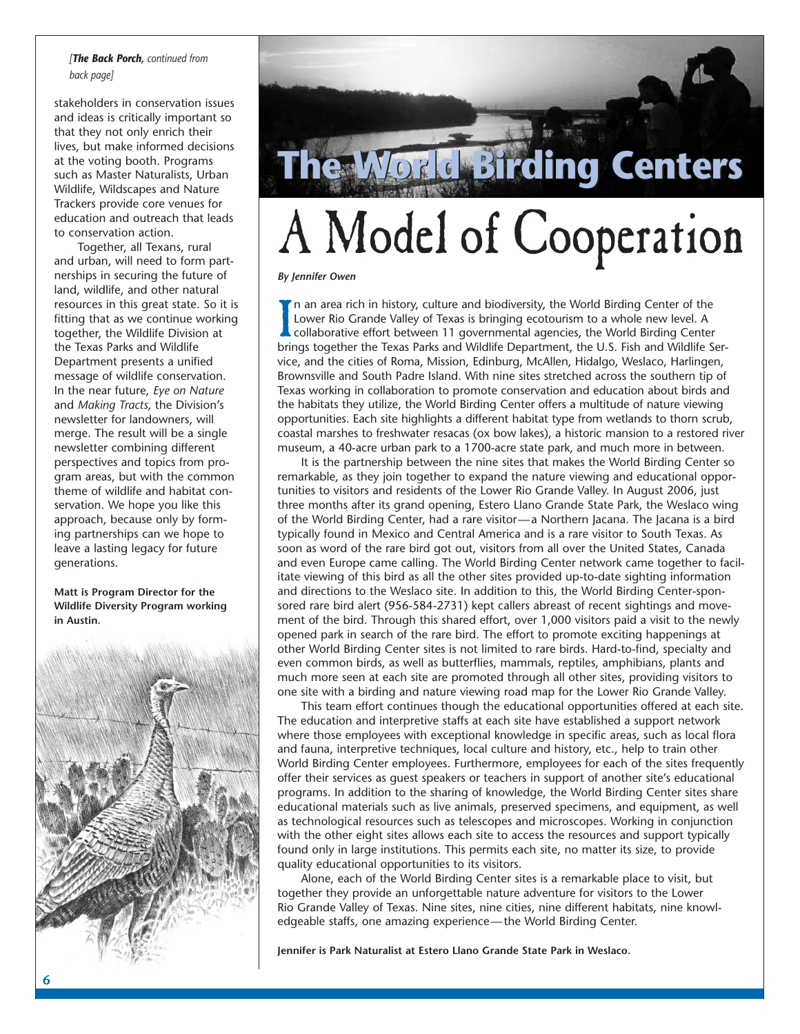*[**The Back Porch**, continued from back page]*

stakeholders in conservation issues and ideas is critically important so that they not only enrich their lives, but make informed decisions at the voting booth. Programs such as Master Naturalists, Urban Wildlife, Wildscapes and Nature Trackers provide core venues for education and outreach that leads to conservation action.

Together, all Texans, rural and urban, will need to form partnerships in securing the future of land, wildlife, and other natural resources in this great state. So it is fitting that as we continue working together, the Wildlife Division at the Texas Parks and Wildlife Department presents a unified message of wildlife conservation. In the near future, *Eye on Nature* and *Making Tracts*, the Division's newsletter for landowners, will merge. The result will be a single newsletter combining different perspectives and topics from program areas, but with the common theme of wildlife and habitat conservation. We hope you like this approach, because only by forming partnerships can we hope to leave a lasting legacy for future generations.

**Matt is Program Director for the Wildlife Diversity Program working in Austin.**

# The World Birding Centers

# A Model of Cooperation

***By Jennifer Owen***

In an area rich in history, culture and biodiversity, the World Birding Center of the Lower Rio Grande Valley of Texas is bringing ecotourism to a whole new level. A collaborative effort between 11 governmental agencies, the World Birding Center brings together the Texas Parks and Wildlife Department, the U.S. Fish and Wildlife Service, and the cities of Roma, Mission, Edinburg, McAllen, Hidalgo, Weslaco, Harlingen, Brownsville and South Padre Island. With nine sites stretched across the southern tip of Texas working in collaboration to promote conservation and education about birds and the habitats they utilize, the World Birding Center offers a multitude of nature viewing opportunities. Each site highlights a different habitat type from wetlands to thorn scrub, coastal marshes to freshwater resacas (ox bow lakes), a historic mansion to a restored river museum, a 40-acre urban park to a 1700-acre state park, and much more in between.

It is the partnership between the nine sites that makes the World Birding Center so remarkable, as they join together to expand the nature viewing and educational opportunities to visitors and residents of the Lower Rio Grande Valley. In August 2006, just three months after its grand opening, Estero Llano Grande State Park, the Weslaco wing of the World Birding Center, had a rare visitor—a Northern Jacana. The Jacana is a bird typically found in Mexico and Central America and is a rare visitor to South Texas. As soon as word of the rare bird got out, visitors from all over the United States, Canada and even Europe came calling. The World Birding Center network came together to facilitate viewing of this bird as all the other sites provided up-to-date sighting information and directions to the Weslaco site. In addition to this, the World Birding Center-sponsored rare bird alert (956-584-2731) kept callers abreast of recent sightings and movement of the bird. Through this shared effort, over 1,000 visitors paid a visit to the newly opened park in search of the rare bird. The effort to promote exciting happenings at other World Birding Center sites is not limited to rare birds. Hard-to-find, specialty and even common birds, as well as butterflies, mammals, reptiles, amphibians, plants and much more seen at each site are promoted through all other sites, providing visitors to one site with a birding and nature viewing road map for the Lower Rio Grande Valley.

This team effort continues though the educational opportunities offered at each site. The education and interpretive staffs at each site have established a support network where those employees with exceptional knowledge in specific areas, such as local flora and fauna, interpretive techniques, local culture and history, etc., help to train other World Birding Center employees. Furthermore, employees for each of the sites frequently offer their services as guest speakers or teachers in support of another site's educational programs. In addition to the sharing of knowledge, the World Birding Center sites share educational materials such as live animals, preserved specimens, and equipment, as well as technological resources such as telescopes and microscopes. Working in conjunction with the other eight sites allows each site to access the resources and support typically found only in large institutions. This permits each site, no matter its size, to provide quality educational opportunities to its visitors.

Alone, each of the World Birding Center sites is a remarkable place to visit, but together they provide an unforgettable nature adventure for visitors to the Lower Rio Grande Valley of Texas. Nine sites, nine cities, nine different habitats, nine knowledgeable staffs, one amazing experience—the World Birding Center.

**Jennifer is Park Naturalist at Estero Llano Grande State Park in Weslaco.**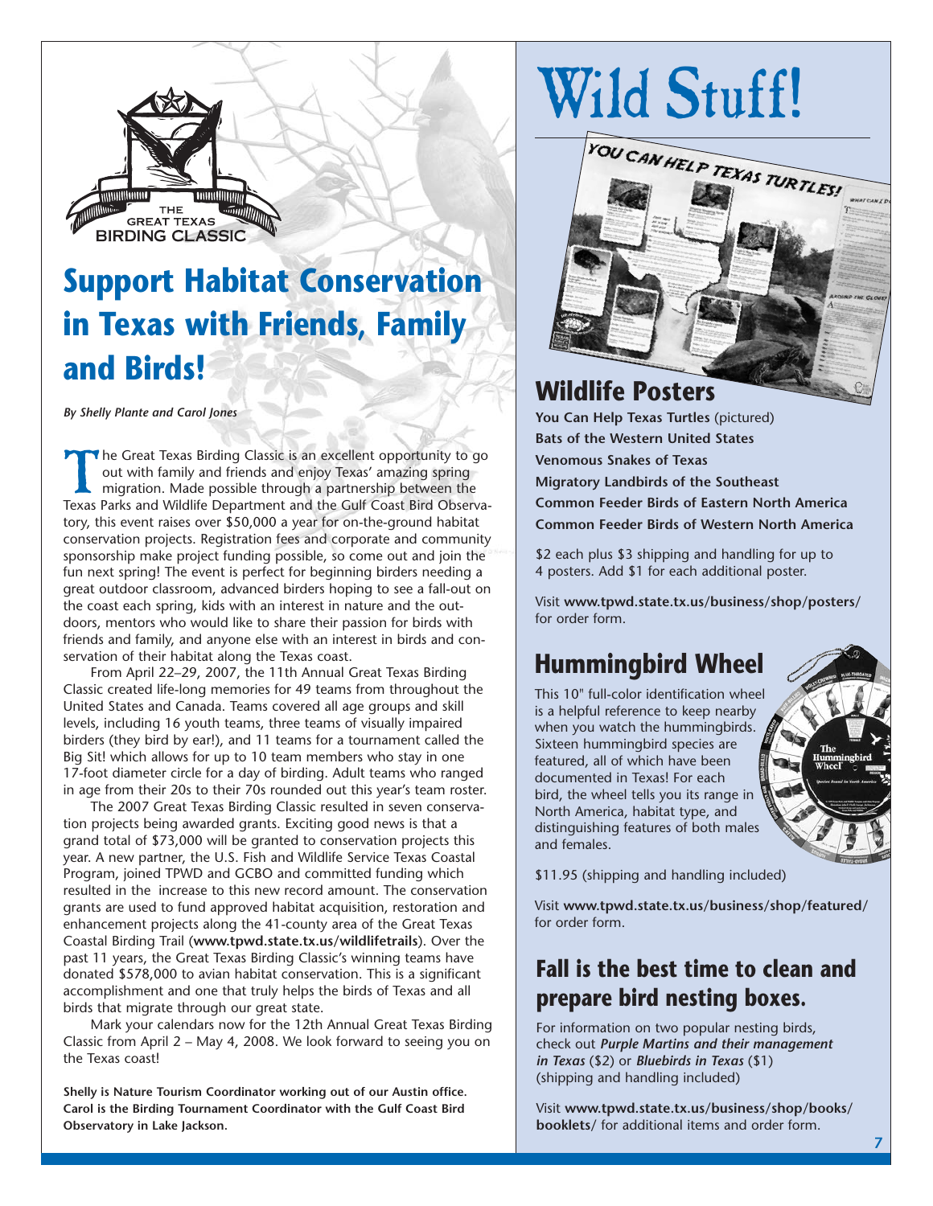THE GREAT TEXAS BIRDING CLASSIC

## Support Habitat Conservation in Texas with Friends, Family and Birds!

*By Shelly Plante and Carol Jones*

The Great Texas Birding Classic is an excellent opportunity to go out with family and friends and enjoy Texas' amazing spring migration. Made possible through a partnership between the Texas Parks and Wildlife Department and the Gulf Coast Bird Observatory, this event raises over $50,000 a year for on-the-ground habitat conservation projects. Registration fees and corporate and community sponsorship make project funding possible, so come out and join the fun next spring! The event is perfect for beginning birders needing a great outdoor classroom, advanced birders hoping to see a fall-out on the coast each spring, kids with an interest in nature and the outdoors, mentors who would like to share their passion for birds with friends and family, and anyone else with an interest in birds and conservation of their habitat along the Texas coast.

From April 22–29, 2007, the 11th Annual Great Texas Birding Classic created life-long memories for 49 teams from throughout the United States and Canada. Teams covered all age groups and skill levels, including 16 youth teams, three teams of visually impaired birders (they bird by ear!), and 11 teams for a tournament called the Big Sit! which allows for up to 10 team members who stay in one 17-foot diameter circle for a day of birding. Adult teams who ranged in age from their 20s to their 70s rounded out this year's team roster.

The 2007 Great Texas Birding Classic resulted in seven conservation projects being awarded grants. Exciting good news is that a grand total of $73,000 will be granted to conservation projects this year. A new partner, the U.S. Fish and Wildlife Service Texas Coastal Program, joined TPWD and GCBO and committed funding which resulted in the increase to this new record amount. The conservation grants are used to fund approved habitat acquisition, restoration and enhancement projects along the 41-county area of the Great Texas Coastal Birding Trail (**www.tpwd.state.tx.us/wildlifetrails**). Over the past 11 years, the Great Texas Birding Classic's winning teams have donated $578,000 to avian habitat conservation. This is a significant accomplishment and one that truly helps the birds of Texas and all birds that migrate through our great state.

Mark your calendars now for the 12th Annual Great Texas Birding Classic from April 2 – May 4, 2008. We look forward to seeing you on the Texas coast!

**Shelly is Nature Tourism Coordinator working out of our Austin office. Carol is the Birding Tournament Coordinator with the Gulf Coast Bird Observatory in Lake Jackson.**

# Wild Stuff!

## Wildlife Posters

**You Can Help Texas Turtles** (pictured)
**Bats of the Western United States**
**Venomous Snakes of Texas**
**Migratory Landbirds of the Southeast**
**Common Feeder Birds of Eastern North America**
**Common Feeder Birds of Western North America**

$2 each plus $3 shipping and handling for up to 4 posters. Add $1 for each additional poster.

Visit **www.tpwd.state.tx.us/business/shop/posters/** for order form.

## Hummingbird Wheel

This 10" full-color identification wheel is a helpful reference to keep nearby when you watch the hummingbirds. Sixteen hummingbird species are featured, all of which have been documented in Texas! For each bird, the wheel tells you its range in North America, habitat type, and distinguishing features of both males and females.

$11.95 (shipping and handling included)

Visit **www.tpwd.state.tx.us/business/shop/featured/** for order form.

## Fall is the best time to clean and prepare bird nesting boxes.

For information on two popular nesting birds, check out ***Purple Martins and their management in Texas*** ($2) or ***Bluebirds in Texas*** ($1) (shipping and handling included)

Visit **www.tpwd.state.tx.us/business/shop/books/booklets/** for additional items and order form.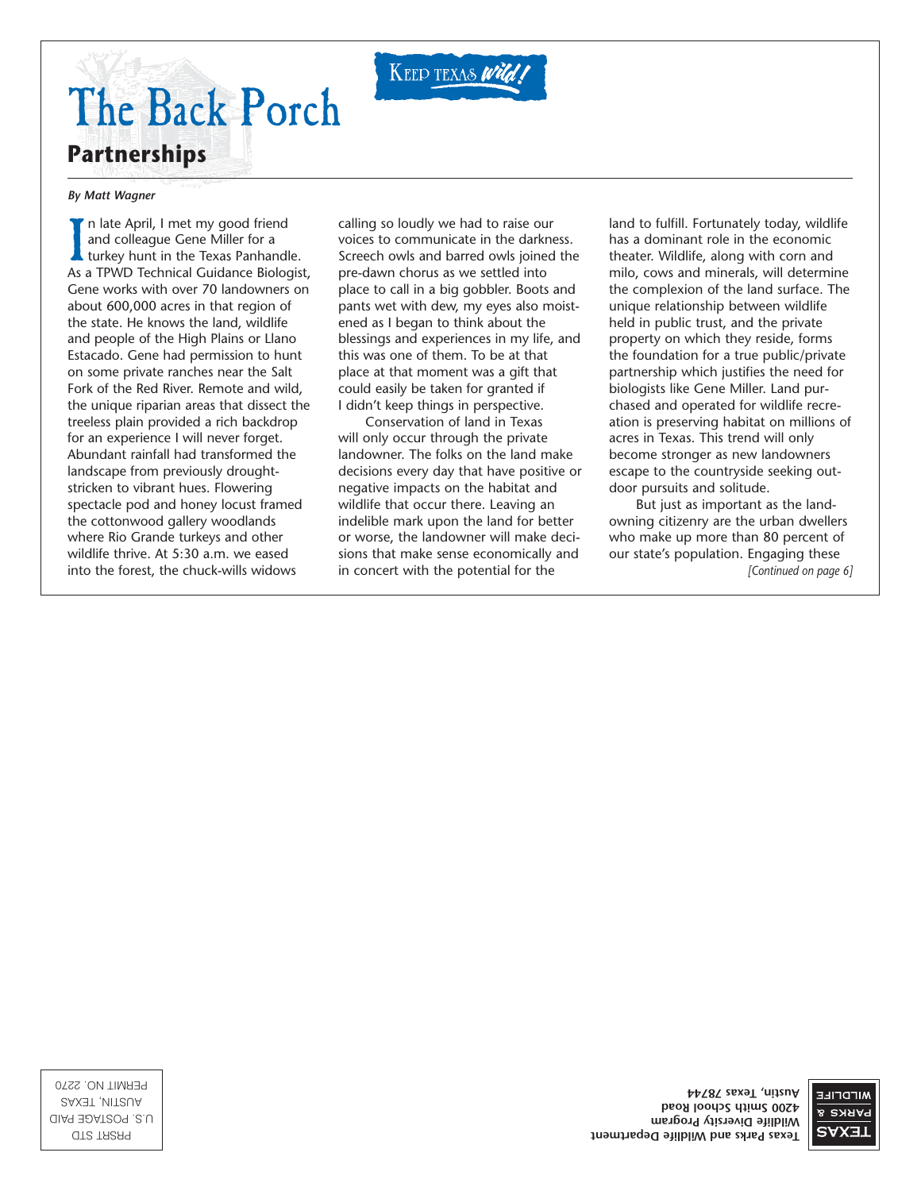# The Back Porch

KEEP TEXAS *Wild!*

## Partnerships

***By Matt Wagner***

In late April, I met my good friend and colleague Gene Miller for a turkey hunt in the Texas Panhandle. As a TPWD Technical Guidance Biologist, Gene works with over 70 landowners on about 600,000 acres in that region of the state. He knows the land, wildlife and people of the High Plains or Llano Estacado. Gene had permission to hunt on some private ranches near the Salt Fork of the Red River. Remote and wild, the unique riparian areas that dissect the treeless plain provided a rich backdrop for an experience I will never forget. Abundant rainfall had transformed the landscape from previously drought-stricken to vibrant hues. Flowering spectacle pod and honey locust framed the cottonwood gallery woodlands where Rio Grande turkeys and other wildlife thrive. At 5:30 a.m. we eased into the forest, the chuck-wills widows calling so loudly we had to raise our voices to communicate in the darkness. Screech owls and barred owls joined the pre-dawn chorus as we settled into place to call in a big gobbler. Boots and pants wet with dew, my eyes also moistened as I began to think about the blessings and experiences in my life, and this was one of them. To be at that place at that moment was a gift that could easily be taken for granted if I didn't keep things in perspective.

Conservation of land in Texas will only occur through the private landowner. The folks on the land make decisions every day that have positive or negative impacts on the habitat and wildlife that occur there. Leaving an indelible mark upon the land for better or worse, the landowner will make decisions that make sense economically and in concert with the potential for the land to fulfill. Fortunately today, wildlife has a dominant role in the economic theater. Wildlife, along with corn and milo, cows and minerals, will determine the complexion of the land surface. The unique relationship between wildlife held in public trust, and the private property on which they reside, forms the foundation for a true public/private partnership which justifies the need for biologists like Gene Miller. Land purchased and operated for wildlife recreation is preserving habitat on millions of acres in Texas. This trend will only become stronger as new landowners escape to the countryside seeking outdoor pursuits and solitude.

But just as important as the landowning citizenry are the urban dwellers who make up more than 80 percent of our state's population. Engaging these

*[Continued on page 6]*

**Texas Parks and Wildlife Department**
**Wildlife Diversity Program**
**4200 Smith School Road**
**Austin, Texas 78744**

TEXAS PARKS & WILDLIFE

PRSRT STD
U.S. POSTAGE PAID
AUSTIN, TEXAS
PERMIT NO. 2270